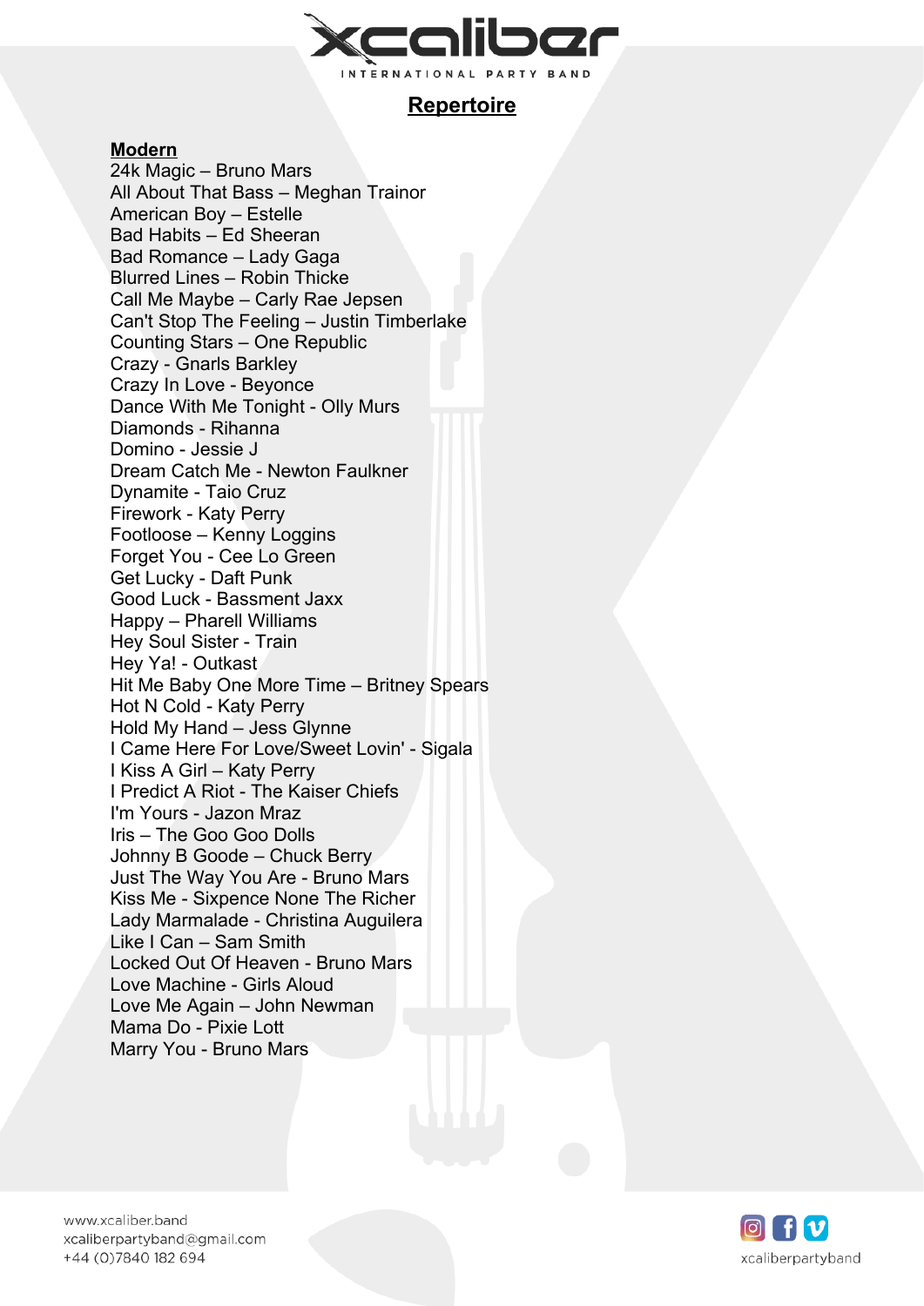# Repertoire

## Modern

24k Magic – Bruno Mars
All About That Bass – Meghan Trainor
American Boy – Estelle
Bad Habits – Ed Sheeran
Bad Romance – Lady Gaga
Blurred Lines – Robin Thicke
Call Me Maybe – Carly Rae Jepsen
Can't Stop The Feeling – Justin Timberlake
Counting Stars – One Republic
Crazy - Gnarls Barkley
Crazy In Love - Beyonce
Dance With Me Tonight - Olly Murs
Diamonds - Rihanna
Domino - Jessie J
Dream Catch Me - Newton Faulkner
Dynamite - Taio Cruz
Firework - Katy Perry
Footloose – Kenny Loggins
Forget You - Cee Lo Green
Get Lucky - Daft Punk
Good Luck - Bassment Jaxx
Happy – Pharell Williams
Hey Soul Sister - Train
Hey Ya! - Outkast
Hit Me Baby One More Time – Britney Spears
Hot N Cold - Katy Perry
Hold My Hand – Jess Glynne
I Came Here For Love/Sweet Lovin' - Sigala
I Kiss A Girl – Katy Perry
I Predict A Riot - The Kaiser Chiefs
I'm Yours - Jazon Mraz
Iris – The Goo Goo Dolls
Johnny B Goode – Chuck Berry
Just The Way You Are - Bruno Mars
Kiss Me - Sixpence None The Richer
Lady Marmalade - Christina Auguilera
Like I Can – Sam Smith
Locked Out Of Heaven - Bruno Mars
Love Machine - Girls Aloud
Love Me Again – John Newman
Mama Do - Pixie Lott
Marry You - Bruno Mars

www.xcaliber.band
xcaliberpartyband@gmail.com
+44 (0)7840 182 694

xcaliberpartyband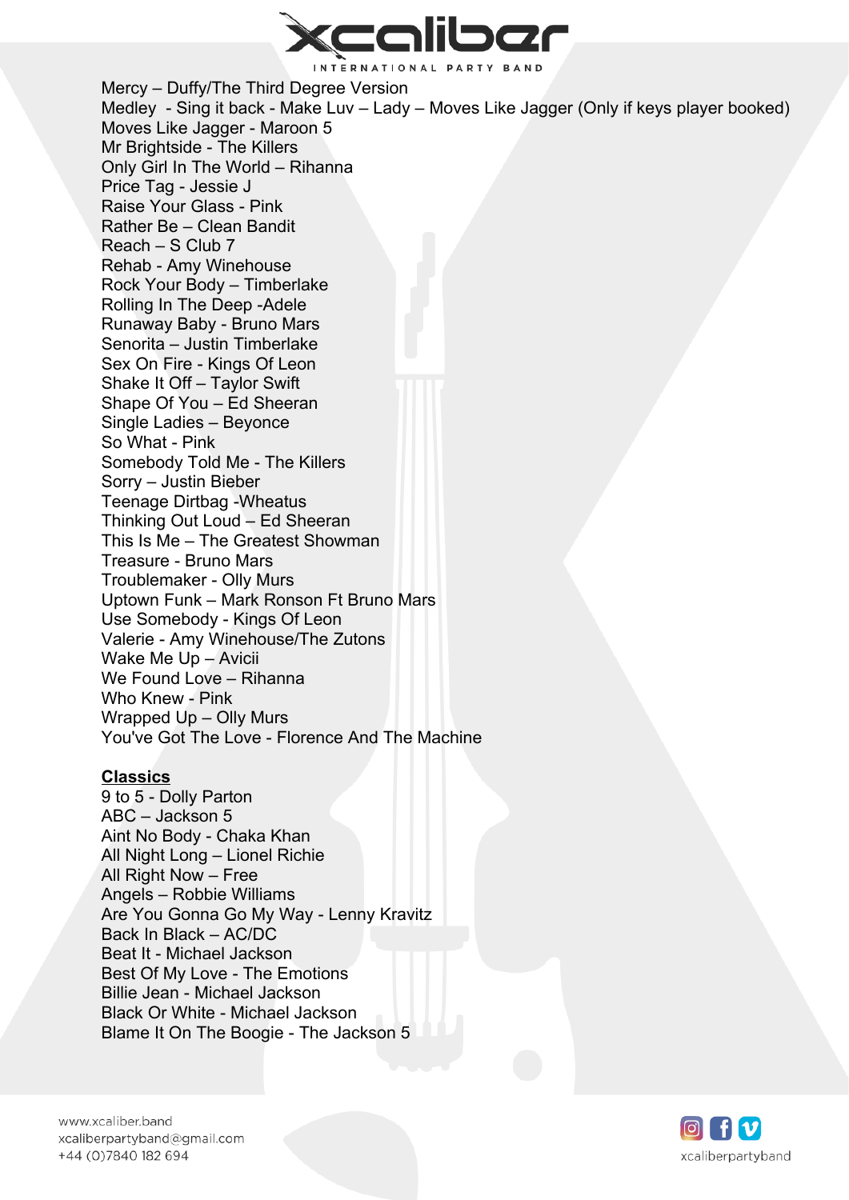Mercy – Duffy/The Third Degree Version
Medley - Sing it back - Make Luv – Lady – Moves Like Jagger (Only if keys player booked)
Moves Like Jagger - Maroon 5
Mr Brightside - The Killers
Only Girl In The World – Rihanna
Price Tag - Jessie J
Raise Your Glass - Pink
Rather Be – Clean Bandit
Reach – S Club 7
Rehab - Amy Winehouse
Rock Your Body – Timberlake
Rolling In The Deep -Adele
Runaway Baby - Bruno Mars
Senorita – Justin Timberlake
Sex On Fire - Kings Of Leon
Shake It Off – Taylor Swift
Shape Of You – Ed Sheeran
Single Ladies – Beyonce
So What - Pink
Somebody Told Me - The Killers
Sorry – Justin Bieber
Teenage Dirtbag -Wheatus
Thinking Out Loud – Ed Sheeran
This Is Me – The Greatest Showman
Treasure - Bruno Mars
Troublemaker - Olly Murs
Uptown Funk – Mark Ronson Ft Bruno Mars
Use Somebody - Kings Of Leon
Valerie - Amy Winehouse/The Zutons
Wake Me Up – Avicii
We Found Love – Rihanna
Who Knew - Pink
Wrapped Up – Olly Murs
You've Got The Love - Florence And The Machine

**Classics**

9 to 5 - Dolly Parton
ABC – Jackson 5
Aint No Body - Chaka Khan
All Night Long – Lionel Richie
All Right Now – Free
Angels – Robbie Williams
Are You Gonna Go My Way - Lenny Kravitz
Back In Black – AC/DC
Beat It - Michael Jackson
Best Of My Love - The Emotions
Billie Jean - Michael Jackson
Black Or White - Michael Jackson
Blame It On The Boogie - The Jackson 5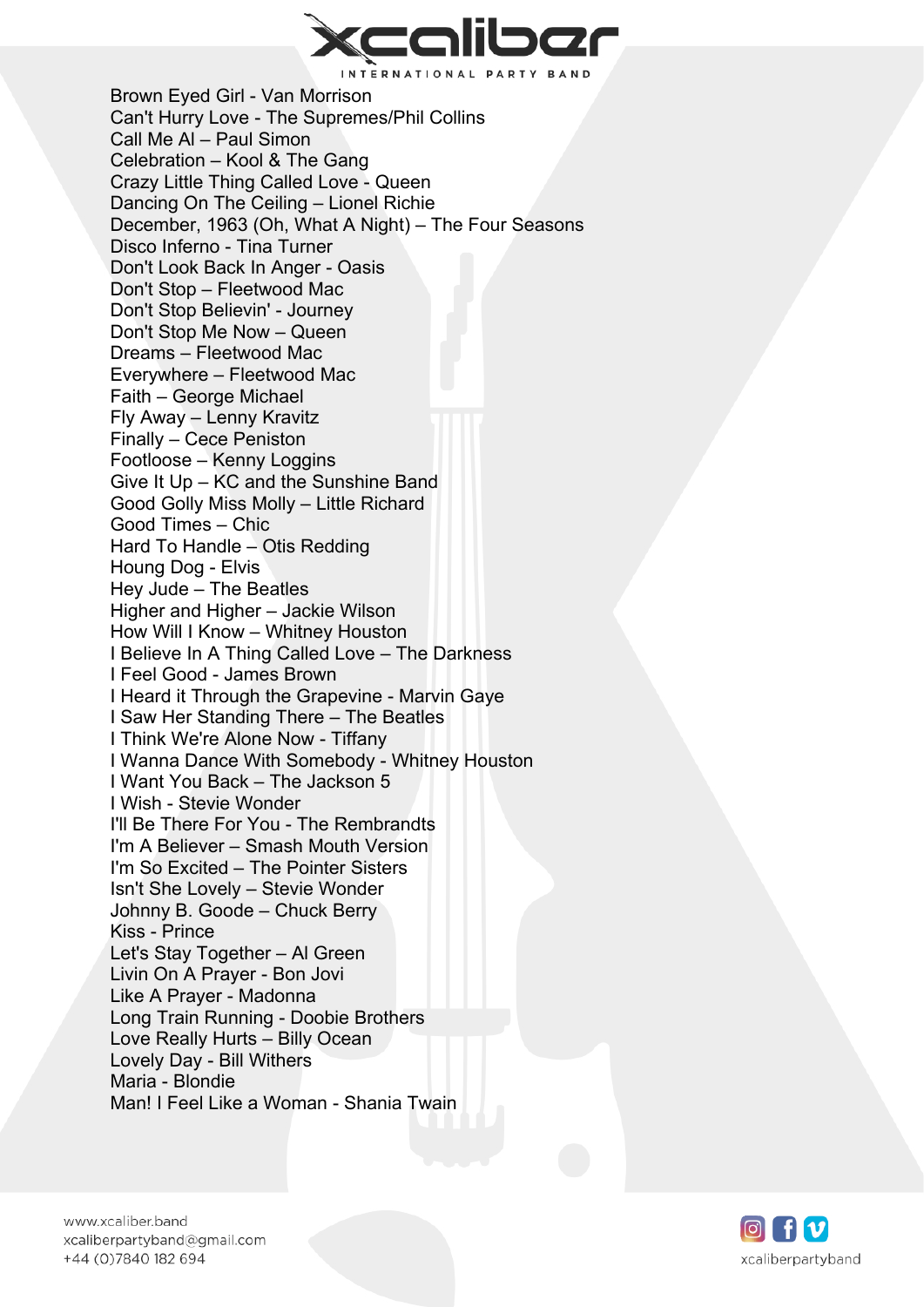Brown Eyed Girl - Van Morrison
Can't Hurry Love - The Supremes/Phil Collins
Call Me Al – Paul Simon
Celebration – Kool & The Gang
Crazy Little Thing Called Love - Queen
Dancing On The Ceiling – Lionel Richie
December, 1963 (Oh, What A Night) – The Four Seasons
Disco Inferno - Tina Turner
Don't Look Back In Anger - Oasis
Don't Stop – Fleetwood Mac
Don't Stop Believin' - Journey
Don't Stop Me Now – Queen
Dreams – Fleetwood Mac
Everywhere – Fleetwood Mac
Faith – George Michael
Fly Away – Lenny Kravitz
Finally – Cece Peniston
Footloose – Kenny Loggins
Give It Up – KC and the Sunshine Band
Good Golly Miss Molly – Little Richard
Good Times – Chic
Hard To Handle – Otis Redding
Houng Dog - Elvis
Hey Jude – The Beatles
Higher and Higher – Jackie Wilson
How Will I Know – Whitney Houston
I Believe In A Thing Called Love – The Darkness
I Feel Good - James Brown
I Heard it Through the Grapevine - Marvin Gaye
I Saw Her Standing There – The Beatles
I Think We're Alone Now - Tiffany
I Wanna Dance With Somebody - Whitney Houston
I Want You Back – The Jackson 5
I Wish - Stevie Wonder
I'll Be There For You - The Rembrandts
I'm A Believer – Smash Mouth Version
I'm So Excited – The Pointer Sisters
Isn't She Lovely – Stevie Wonder
Johnny B. Goode – Chuck Berry
Kiss - Prince
Let's Stay Together – Al Green
Livin On A Prayer - Bon Jovi
Like A Prayer - Madonna
Long Train Running - Doobie Brothers
Love Really Hurts – Billy Ocean
Lovely Day - Bill Withers
Maria - Blondie
Man! I Feel Like a Woman - Shania Twain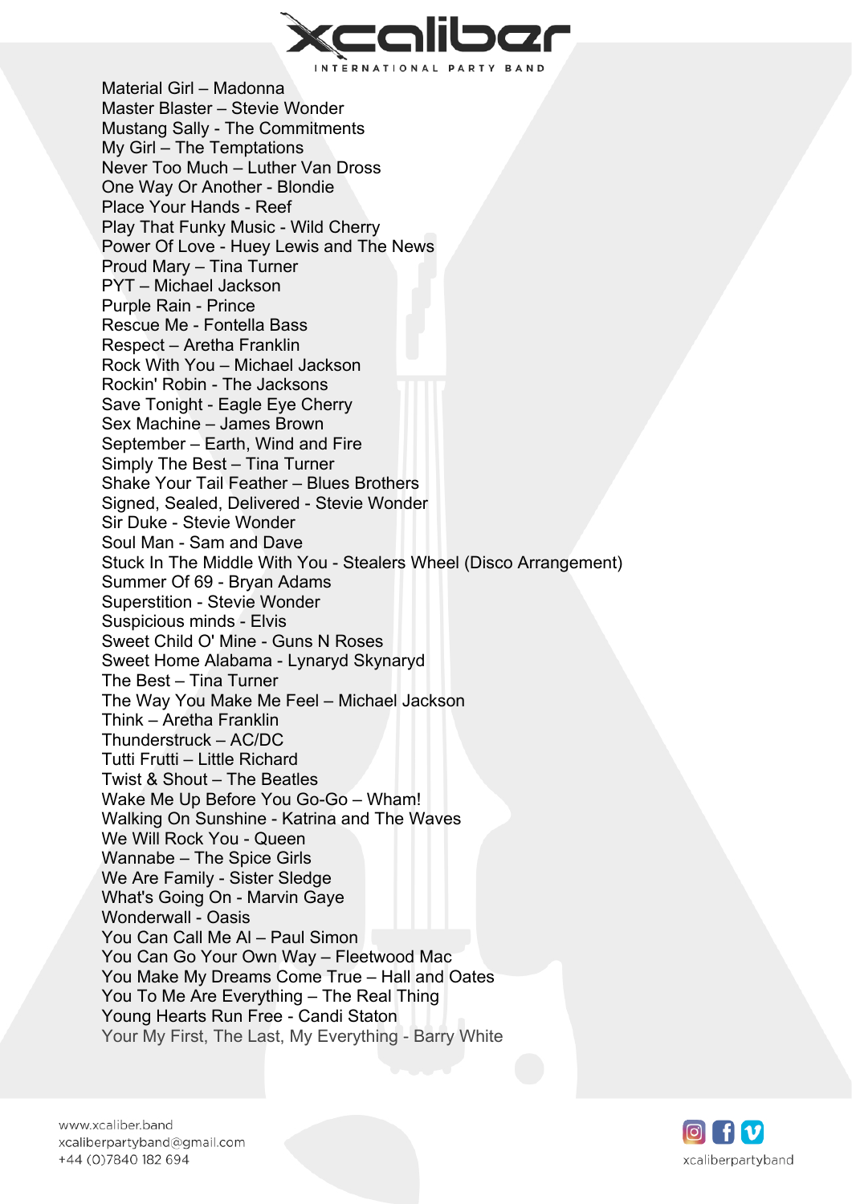Material Girl – Madonna
Master Blaster – Stevie Wonder
Mustang Sally - The Commitments
My Girl – The Temptations
Never Too Much – Luther Van Dross
One Way Or Another - Blondie
Place Your Hands - Reef
Play That Funky Music - Wild Cherry
Power Of Love - Huey Lewis and The News
Proud Mary – Tina Turner
PYT – Michael Jackson
Purple Rain - Prince
Rescue Me - Fontella Bass
Respect – Aretha Franklin
Rock With You – Michael Jackson
Rockin' Robin - The Jacksons
Save Tonight - Eagle Eye Cherry
Sex Machine – James Brown
September – Earth, Wind and Fire
Simply The Best – Tina Turner
Shake Your Tail Feather – Blues Brothers
Signed, Sealed, Delivered - Stevie Wonder
Sir Duke - Stevie Wonder
Soul Man - Sam and Dave
Stuck In The Middle With You - Stealers Wheel (Disco Arrangement)
Summer Of 69 - Bryan Adams
Superstition - Stevie Wonder
Suspicious minds - Elvis
Sweet Child O' Mine - Guns N Roses
Sweet Home Alabama - Lynaryd Skynaryd
The Best – Tina Turner
The Way You Make Me Feel – Michael Jackson
Think – Aretha Franklin
Thunderstruck – AC/DC
Tutti Frutti – Little Richard
Twist & Shout – The Beatles
Wake Me Up Before You Go-Go – Wham!
Walking On Sunshine - Katrina and The Waves
We Will Rock You - Queen
Wannabe – The Spice Girls
We Are Family - Sister Sledge
What's Going On - Marvin Gaye
Wonderwall - Oasis
You Can Call Me Al – Paul Simon
You Can Go Your Own Way – Fleetwood Mac
You Make My Dreams Come True – Hall and Oates
You To Me Are Everything – The Real Thing
Young Hearts Run Free - Candi Staton
Your My First, The Last, My Everything - Barry White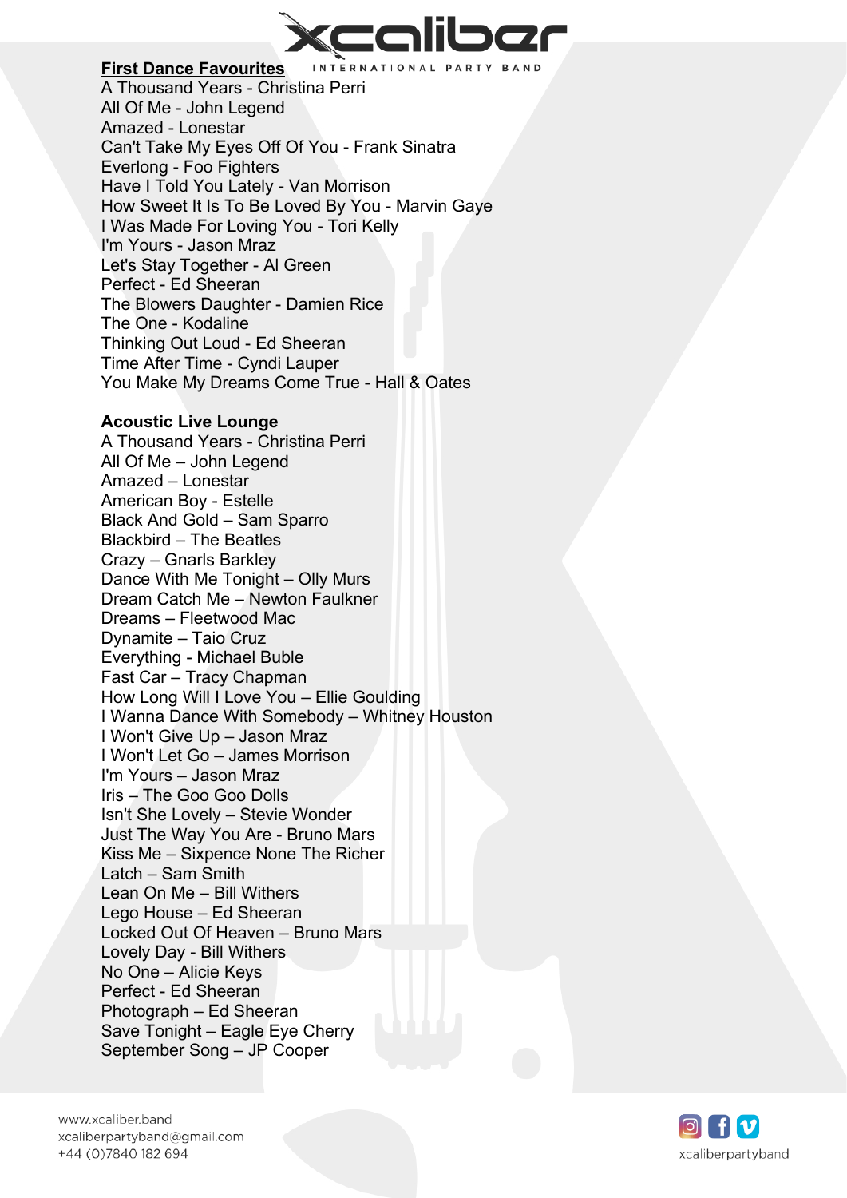## First Dance Favourites

A Thousand Years - Christina Perri
All Of Me - John Legend
Amazed - Lonestar
Can't Take My Eyes Off Of You - Frank Sinatra
Everlong - Foo Fighters
Have I Told You Lately - Van Morrison
How Sweet It Is To Be Loved By You - Marvin Gaye
I Was Made For Loving You - Tori Kelly
I'm Yours - Jason Mraz
Let's Stay Together - Al Green
Perfect - Ed Sheeran
The Blowers Daughter - Damien Rice
The One - Kodaline
Thinking Out Loud - Ed Sheeran
Time After Time - Cyndi Lauper
You Make My Dreams Come True - Hall & Oates

## Acoustic Live Lounge

A Thousand Years - Christina Perri
All Of Me – John Legend
Amazed – Lonestar
American Boy - Estelle
Black And Gold – Sam Sparro
Blackbird – The Beatles
Crazy – Gnarls Barkley
Dance With Me Tonight – Olly Murs
Dream Catch Me – Newton Faulkner
Dreams – Fleetwood Mac
Dynamite – Taio Cruz
Everything - Michael Buble
Fast Car – Tracy Chapman
How Long Will I Love You – Ellie Goulding
I Wanna Dance With Somebody – Whitney Houston
I Won't Give Up – Jason Mraz
I Won't Let Go – James Morrison
I'm Yours – Jason Mraz
Iris – The Goo Goo Dolls
Isn't She Lovely – Stevie Wonder
Just The Way You Are - Bruno Mars
Kiss Me – Sixpence None The Richer
Latch – Sam Smith
Lean On Me – Bill Withers
Lego House – Ed Sheeran
Locked Out Of Heaven – Bruno Mars
Lovely Day - Bill Withers
No One – Alicie Keys
Perfect - Ed Sheeran
Photograph – Ed Sheeran
Save Tonight – Eagle Eye Cherry
September Song – JP Cooper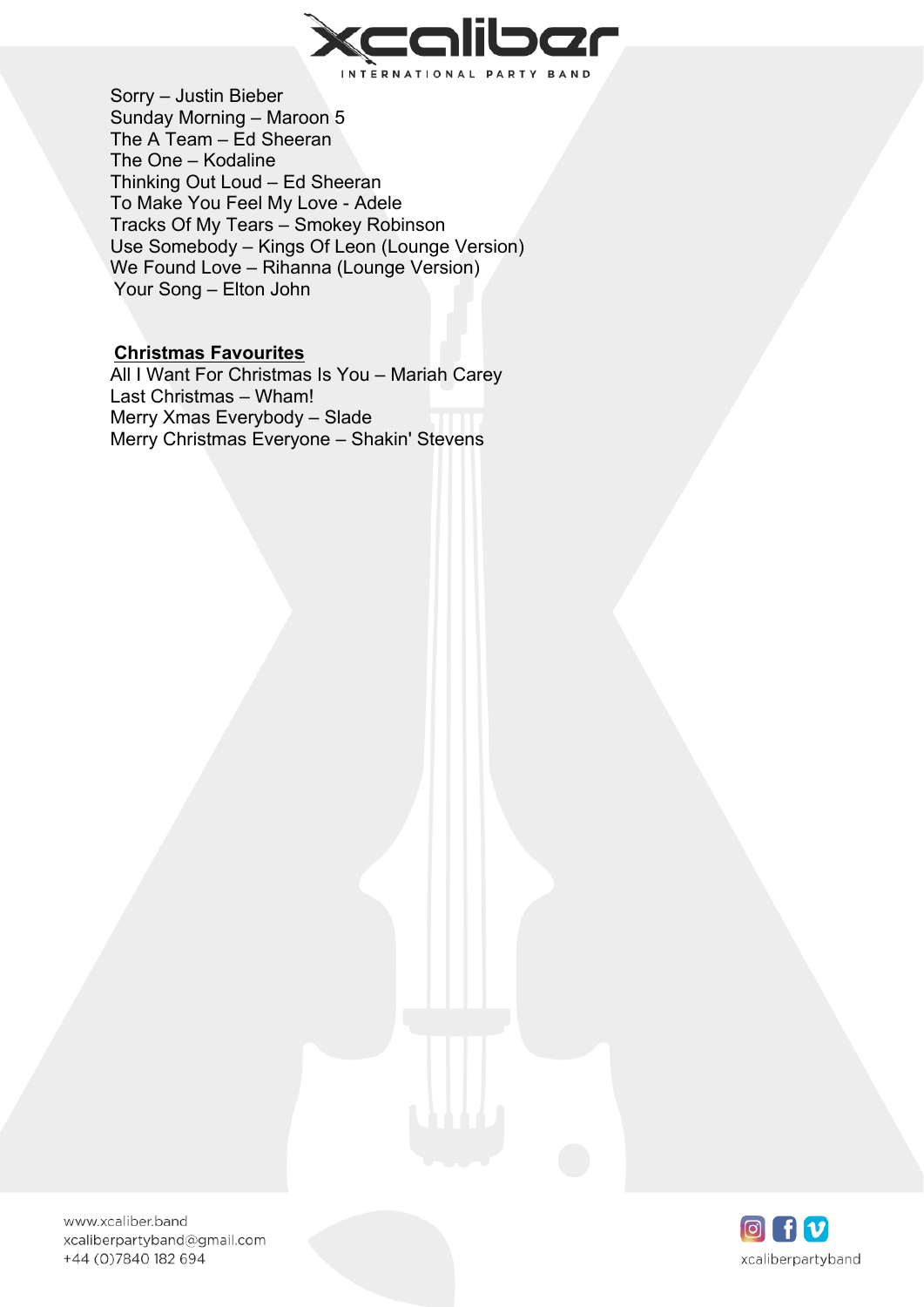Sorry – Justin Bieber
Sunday Morning – Maroon 5
The A Team – Ed Sheeran
The One – Kodaline
Thinking Out Loud – Ed Sheeran
To Make You Feel My Love - Adele
Tracks Of My Tears – Smokey Robinson
Use Somebody – Kings Of Leon (Lounge Version)
We Found Love – Rihanna (Lounge Version)
Your Song – Elton John

**Christmas Favourites**

All I Want For Christmas Is You – Mariah Carey
Last Christmas – Wham!
Merry Xmas Everybody – Slade
Merry Christmas Everyone – Shakin' Stevens